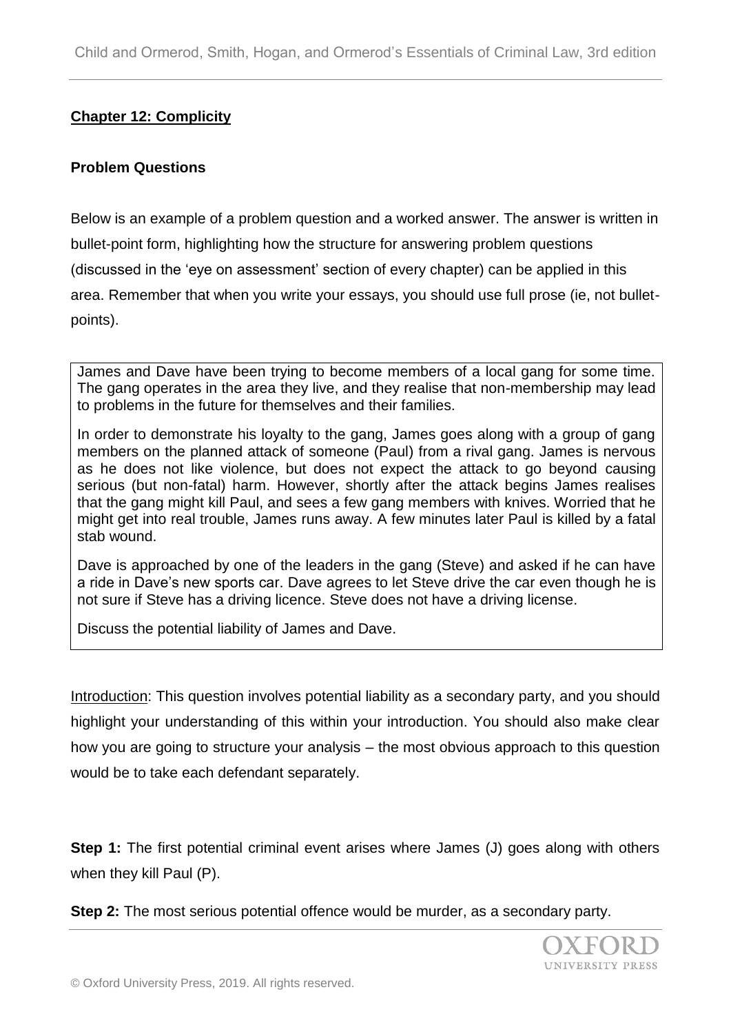## Chapter 12: Complicity

### Problem Questions

Below is an example of a problem question and a worked answer. The answer is written in bullet-point form, highlighting how the structure for answering problem questions (discussed in the 'eye on assessment' section of every chapter) can be applied in this area. Remember that when you write your essays, you should use full prose (ie, not bullet-points).

> James and Dave have been trying to become members of a local gang for some time. The gang operates in the area they live, and they realise that non-membership may lead to problems in the future for themselves and their families.
>
> In order to demonstrate his loyalty to the gang, James goes along with a group of gang members on the planned attack of someone (Paul) from a rival gang. James is nervous as he does not like violence, but does not expect the attack to go beyond causing serious (but non-fatal) harm. However, shortly after the attack begins James realises that the gang might kill Paul, and sees a few gang members with knives. Worried that he might get into real trouble, James runs away. A few minutes later Paul is killed by a fatal stab wound.
>
> Dave is approached by one of the leaders in the gang (Steve) and asked if he can have a ride in Dave's new sports car. Dave agrees to let Steve drive the car even though he is not sure if Steve has a driving licence. Steve does not have a driving license.
>
> Discuss the potential liability of James and Dave.

Introduction: This question involves potential liability as a secondary party, and you should highlight your understanding of this within your introduction. You should also make clear how you are going to structure your analysis – the most obvious approach to this question would be to take each defendant separately.

**Step 1:** The first potential criminal event arises where James (J) goes along with others when they kill Paul (P).

**Step 2:** The most serious potential offence would be murder, as a secondary party.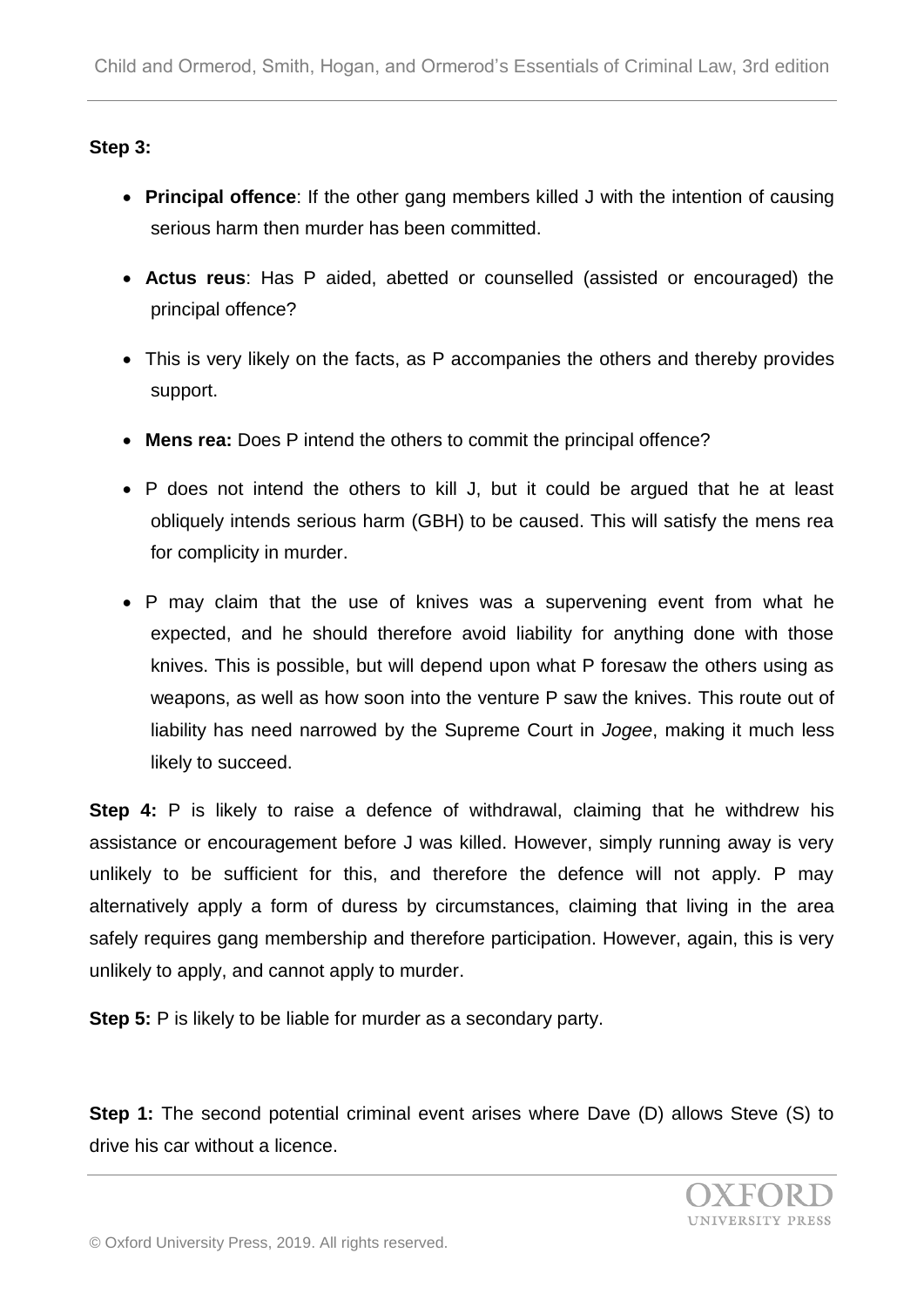**Step 3:**

- **Principal offence**: If the other gang members killed J with the intention of causing serious harm then murder has been committed.
- **Actus reus**: Has P aided, abetted or counselled (assisted or encouraged) the principal offence?
- This is very likely on the facts, as P accompanies the others and thereby provides support.
- **Mens rea:** Does P intend the others to commit the principal offence?
- P does not intend the others to kill J, but it could be argued that he at least obliquely intends serious harm (GBH) to be caused. This will satisfy the mens rea for complicity in murder.
- P may claim that the use of knives was a supervening event from what he expected, and he should therefore avoid liability for anything done with those knives. This is possible, but will depend upon what P foresaw the others using as weapons, as well as how soon into the venture P saw the knives. This route out of liability has need narrowed by the Supreme Court in *Jogee*, making it much less likely to succeed.

**Step 4:** P is likely to raise a defence of withdrawal, claiming that he withdrew his assistance or encouragement before J was killed. However, simply running away is very unlikely to be sufficient for this, and therefore the defence will not apply. P may alternatively apply a form of duress by circumstances, claiming that living in the area safely requires gang membership and therefore participation. However, again, this is very unlikely to apply, and cannot apply to murder.

**Step 5:** P is likely to be liable for murder as a secondary party.

**Step 1:** The second potential criminal event arises where Dave (D) allows Steve (S) to drive his car without a licence.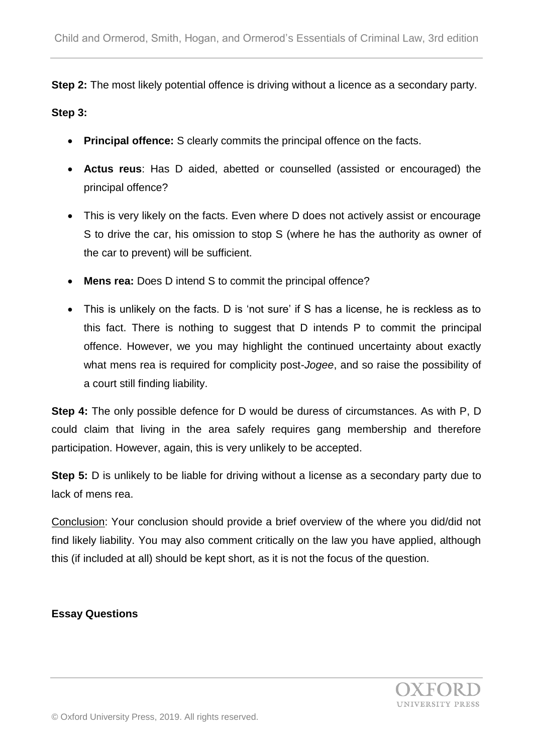**Step 2:** The most likely potential offence is driving without a licence as a secondary party.

**Step 3:**

- **Principal offence:** S clearly commits the principal offence on the facts.
- **Actus reus**: Has D aided, abetted or counselled (assisted or encouraged) the principal offence?
- This is very likely on the facts. Even where D does not actively assist or encourage S to drive the car, his omission to stop S (where he has the authority as owner of the car to prevent) will be sufficient.
- **Mens rea:** Does D intend S to commit the principal offence?
- This is unlikely on the facts. D is 'not sure' if S has a license, he is reckless as to this fact. There is nothing to suggest that D intends P to commit the principal offence. However, we you may highlight the continued uncertainty about exactly what mens rea is required for complicity post-*Jogee*, and so raise the possibility of a court still finding liability.

**Step 4:** The only possible defence for D would be duress of circumstances. As with P, D could claim that living in the area safely requires gang membership and therefore participation. However, again, this is very unlikely to be accepted.

**Step 5:** D is unlikely to be liable for driving without a license as a secondary party due to lack of mens rea.

<u>Conclusion</u>: Your conclusion should provide a brief overview of the where you did/did not find likely liability. You may also comment critically on the law you have applied, although this (if included at all) should be kept short, as it is not the focus of the question.

**Essay Questions**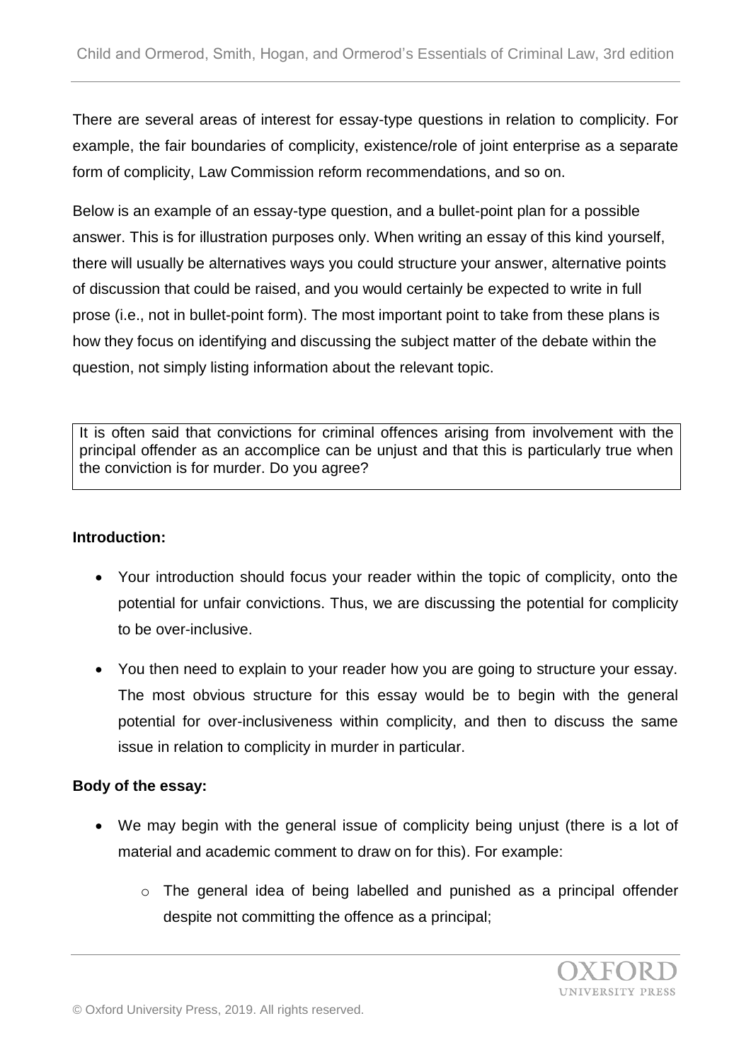There are several areas of interest for essay-type questions in relation to complicity. For example, the fair boundaries of complicity, existence/role of joint enterprise as a separate form of complicity, Law Commission reform recommendations, and so on.

Below is an example of an essay-type question, and a bullet-point plan for a possible answer. This is for illustration purposes only. When writing an essay of this kind yourself, there will usually be alternatives ways you could structure your answer, alternative points of discussion that could be raised, and you would certainly be expected to write in full prose (i.e., not in bullet-point form). The most important point to take from these plans is how they focus on identifying and discussing the subject matter of the debate within the question, not simply listing information about the relevant topic.

> It is often said that convictions for criminal offences arising from involvement with the principal offender as an accomplice can be unjust and that this is particularly true when the conviction is for murder. Do you agree?

**Introduction:**

- Your introduction should focus your reader within the topic of complicity, onto the potential for unfair convictions. Thus, we are discussing the potential for complicity to be over-inclusive.
- You then need to explain to your reader how you are going to structure your essay. The most obvious structure for this essay would be to begin with the general potential for over-inclusiveness within complicity, and then to discuss the same issue in relation to complicity in murder in particular.

**Body of the essay:**

- We may begin with the general issue of complicity being unjust (there is a lot of material and academic comment to draw on for this). For example:
    - The general idea of being labelled and punished as a principal offender despite not committing the offence as a principal;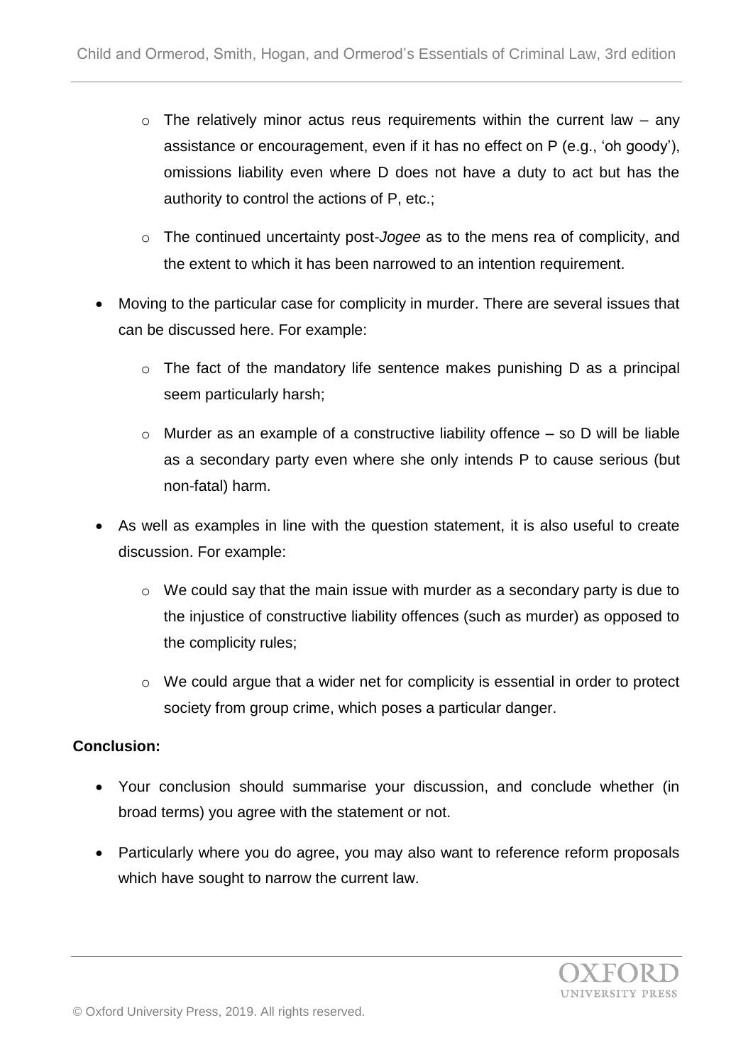- The relatively minor actus reus requirements within the current law – any assistance or encouragement, even if it has no effect on P (e.g., 'oh goody'), omissions liability even where D does not have a duty to act but has the authority to control the actions of P, etc.;
    - The continued uncertainty post-*Jogee* as to the mens rea of complicity, and the extent to which it has been narrowed to an intention requirement.
- Moving to the particular case for complicity in murder. There are several issues that can be discussed here. For example:
    - The fact of the mandatory life sentence makes punishing D as a principal seem particularly harsh;
    - Murder as an example of a constructive liability offence – so D will be liable as a secondary party even where she only intends P to cause serious (but non-fatal) harm.
- As well as examples in line with the question statement, it is also useful to create discussion. For example:
    - We could say that the main issue with murder as a secondary party is due to the injustice of constructive liability offences (such as murder) as opposed to the complicity rules;
    - We could argue that a wider net for complicity is essential in order to protect society from group crime, which poses a particular danger.

**Conclusion:**

- Your conclusion should summarise your discussion, and conclude whether (in broad terms) you agree with the statement or not.
- Particularly where you do agree, you may also want to reference reform proposals which have sought to narrow the current law.